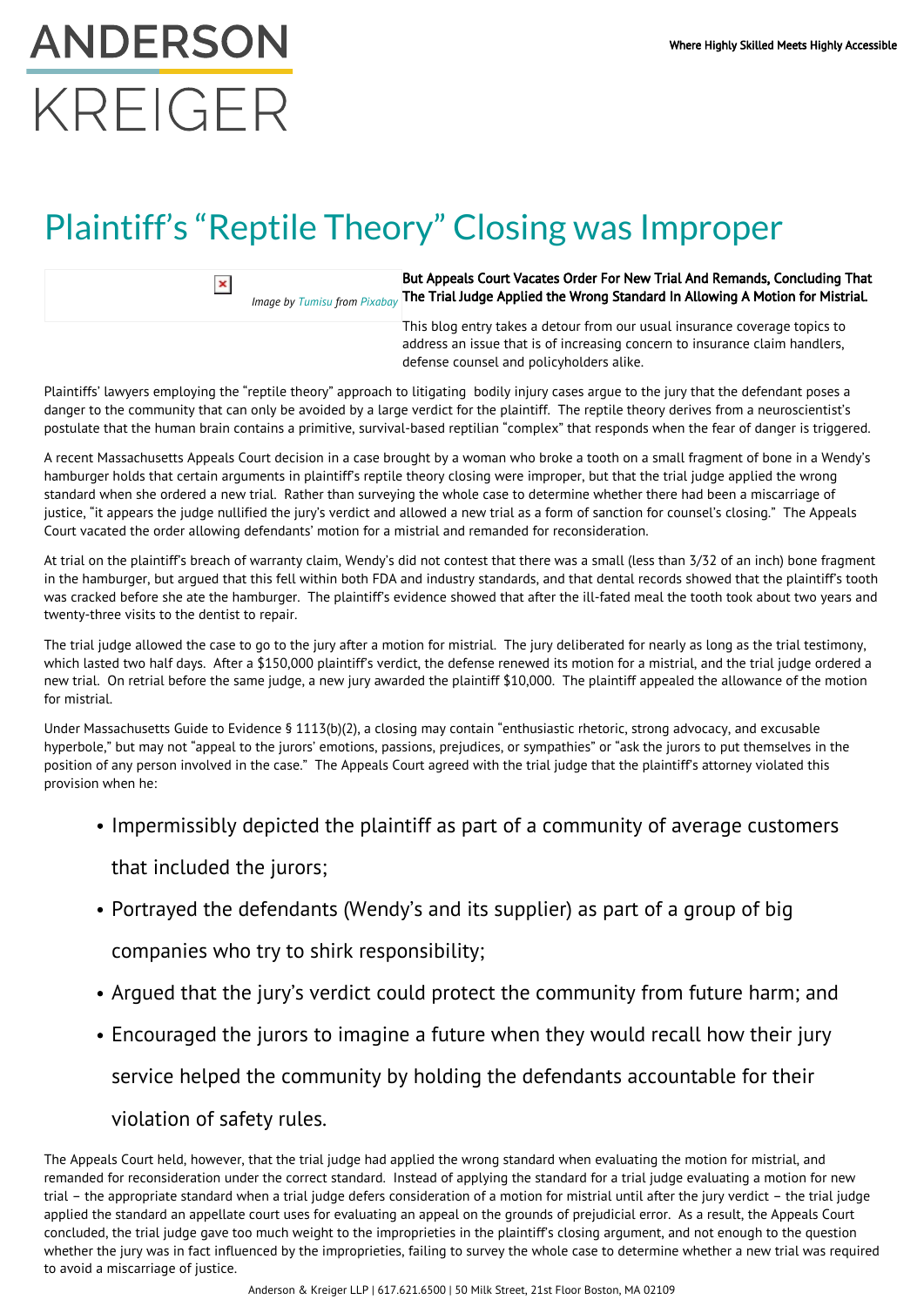# ANDERSON KREIGER

Where Highly Skilled Meets Highly Accessible

# Plaintiff's "Reptile Theory" Closing was Improper

*Image by Tumisu from Pixabay*

**But Appeals Court Vacates Order For New Trial And Remands, Concluding That The Trial Judge Applied the Wrong Standard In Allowing A Motion for Mistrial.**

This blog entry takes a detour from our usual insurance coverage topics to address an issue that is of increasing concern to insurance claim handlers, defense counsel and policyholders alike.

Plaintiffs' lawyers employing the "reptile theory" approach to litigating bodily injury cases argue to the jury that the defendant poses a danger to the community that can only be avoided by a large verdict for the plaintiff. The reptile theory derives from a neuroscientist's postulate that the human brain contains a primitive, survival-based reptilian "complex" that responds when the fear of danger is triggered.

A recent Massachusetts Appeals Court decision in a case brought by a woman who broke a tooth on a small fragment of bone in a Wendy's hamburger holds that certain arguments in plaintiff's reptile theory closing were improper, but that the trial judge applied the wrong standard when she ordered a new trial. Rather than surveying the whole case to determine whether there had been a miscarriage of justice, "it appears the judge nullified the jury's verdict and allowed a new trial as a form of sanction for counsel's closing." The Appeals Court vacated the order allowing defendants' motion for a mistrial and remanded for reconsideration.

At trial on the plaintiff's breach of warranty claim, Wendy's did not contest that there was a small (less than 3/32 of an inch) bone fragment in the hamburger, but argued that this fell within both FDA and industry standards, and that dental records showed that the plaintiff's tooth was cracked before she ate the hamburger. The plaintiff's evidence showed that after the ill-fated meal the tooth took about two years and twenty-three visits to the dentist to repair.

The trial judge allowed the case to go to the jury after a motion for mistrial. The jury deliberated for nearly as long as the trial testimony, which lasted two half days. After a $150,000 plaintiff's verdict, the defense renewed its motion for a mistrial, and the trial judge ordered a new trial. On retrial before the same judge, a new jury awarded the plaintiff $10,000. The plaintiff appealed the allowance of the motion for mistrial.

Under Massachusetts Guide to Evidence § 1113(b)(2), a closing may contain "enthusiastic rhetoric, strong advocacy, and excusable hyperbole," but may not "appeal to the jurors' emotions, passions, prejudices, or sympathies" or "ask the jurors to put themselves in the position of any person involved in the case." The Appeals Court agreed with the trial judge that the plaintiff's attorney violated this provision when he:

- Impermissibly depicted the plaintiff as part of a community of average customers that included the jurors;
- Portrayed the defendants (Wendy's and its supplier) as part of a group of big companies who try to shirk responsibility;
- Argued that the jury's verdict could protect the community from future harm; and
- Encouraged the jurors to imagine a future when they would recall how their jury service helped the community by holding the defendants accountable for their violation of safety rules.

The Appeals Court held, however, that the trial judge had applied the wrong standard when evaluating the motion for mistrial, and remanded for reconsideration under the correct standard. Instead of applying the standard for a trial judge evaluating a motion for new trial – the appropriate standard when a trial judge defers consideration of a motion for mistrial until after the jury verdict – the trial judge applied the standard an appellate court uses for evaluating an appeal on the grounds of prejudicial error. As a result, the Appeals Court concluded, the trial judge gave too much weight to the improprieties in the plaintiff's closing argument, and not enough to the question whether the jury was in fact influenced by the improprieties, failing to survey the whole case to determine whether a new trial was required to avoid a miscarriage of justice.

Anderson & Kreiger LLP | 617.621.6500 | 50 Milk Street, 21st Floor Boston, MA 02109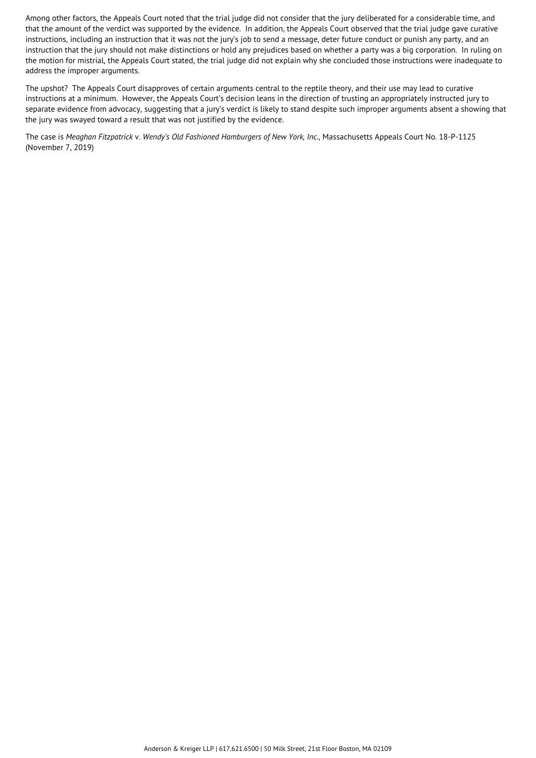Among other factors, the Appeals Court noted that the trial judge did not consider that the jury deliberated for a considerable time, and that the amount of the verdict was supported by the evidence. In addition, the Appeals Court observed that the trial judge gave curative instructions, including an instruction that it was not the jury's job to send a message, deter future conduct or punish any party, and an instruction that the jury should not make distinctions or hold any prejudices based on whether a party was a big corporation. In ruling on the motion for mistrial, the Appeals Court stated, the trial judge did not explain why she concluded those instructions were inadequate to address the improper arguments.

The upshot? The Appeals Court disapproves of certain arguments central to the reptile theory, and their use may lead to curative instructions at a minimum. However, the Appeals Court's decision leans in the direction of trusting an appropriately instructed jury to separate evidence from advocacy, suggesting that a jury's verdict is likely to stand despite such improper arguments absent a showing that the jury was swayed toward a result that was not justified by the evidence.

The case is *Meaghan Fitzpatrick* v. *Wendy's Old Fashioned Hamburgers of New York, Inc.*, Massachusetts Appeals Court No. 18-P-1125 (November 7, 2019)